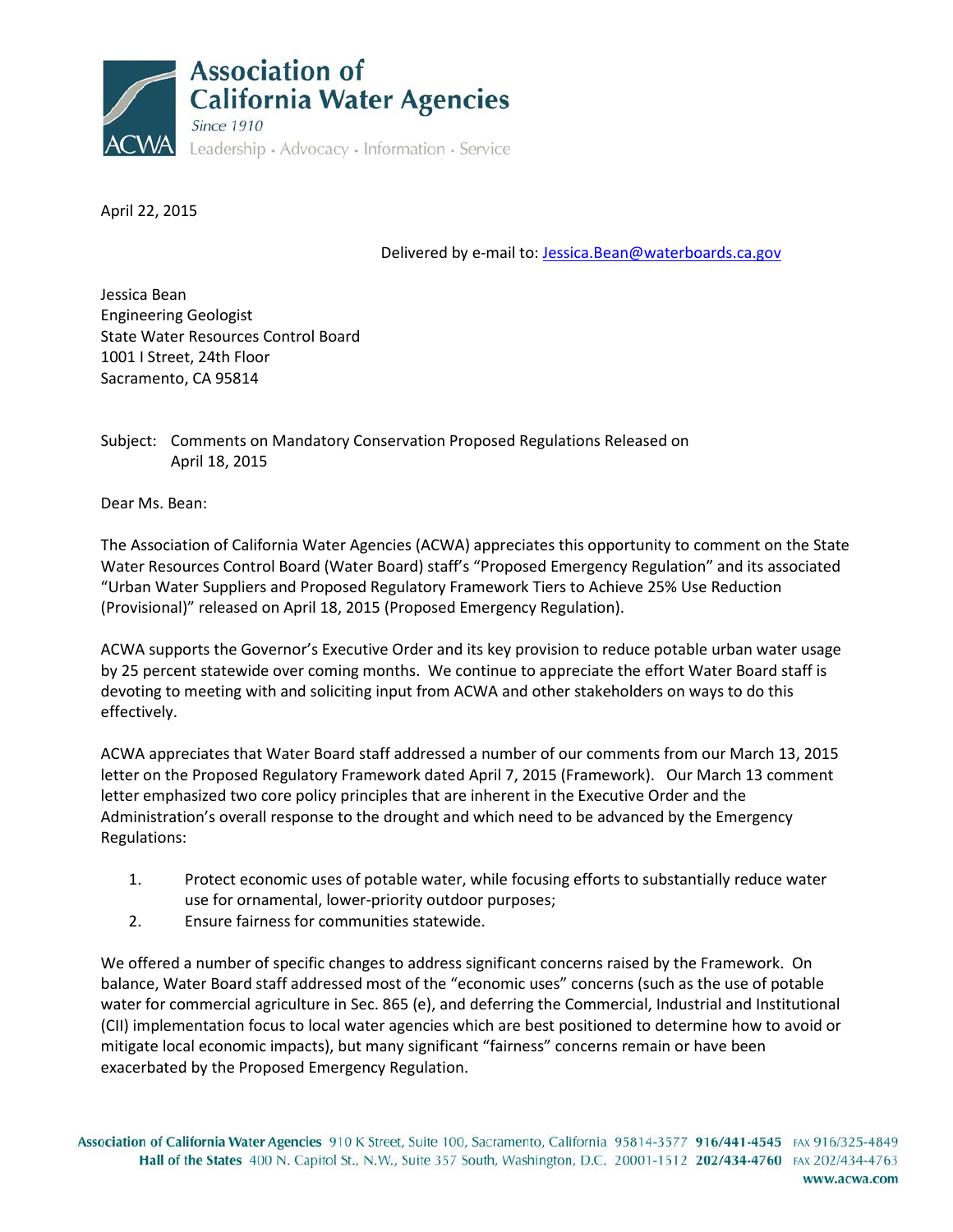**Association of California Water Agencies**
*Since 1910*
Leadership · Advocacy · Information · Service

April 22, 2015

Delivered by e-mail to: Jessica.Bean@waterboards.ca.gov

Jessica Bean
Engineering Geologist
State Water Resources Control Board
1001 I Street, 24th Floor
Sacramento, CA 95814

Subject: Comments on Mandatory Conservation Proposed Regulations Released on April 18, 2015

Dear Ms. Bean:

The Association of California Water Agencies (ACWA) appreciates this opportunity to comment on the State Water Resources Control Board (Water Board) staff's "Proposed Emergency Regulation" and its associated "Urban Water Suppliers and Proposed Regulatory Framework Tiers to Achieve 25% Use Reduction (Provisional)" released on April 18, 2015 (Proposed Emergency Regulation).

ACWA supports the Governor's Executive Order and its key provision to reduce potable urban water usage by 25 percent statewide over coming months. We continue to appreciate the effort Water Board staff is devoting to meeting with and soliciting input from ACWA and other stakeholders on ways to do this effectively.

ACWA appreciates that Water Board staff addressed a number of our comments from our March 13, 2015 letter on the Proposed Regulatory Framework dated April 7, 2015 (Framework). Our March 13 comment letter emphasized two core policy principles that are inherent in the Executive Order and the Administration's overall response to the drought and which need to be advanced by the Emergency Regulations:

1. Protect economic uses of potable water, while focusing efforts to substantially reduce water use for ornamental, lower-priority outdoor purposes;
2. Ensure fairness for communities statewide.

We offered a number of specific changes to address significant concerns raised by the Framework. On balance, Water Board staff addressed most of the "economic uses" concerns (such as the use of potable water for commercial agriculture in Sec. 865 (e), and deferring the Commercial, Industrial and Institutional (CII) implementation focus to local water agencies which are best positioned to determine how to avoid or mitigate local economic impacts), but many significant "fairness" concerns remain or have been exacerbated by the Proposed Emergency Regulation.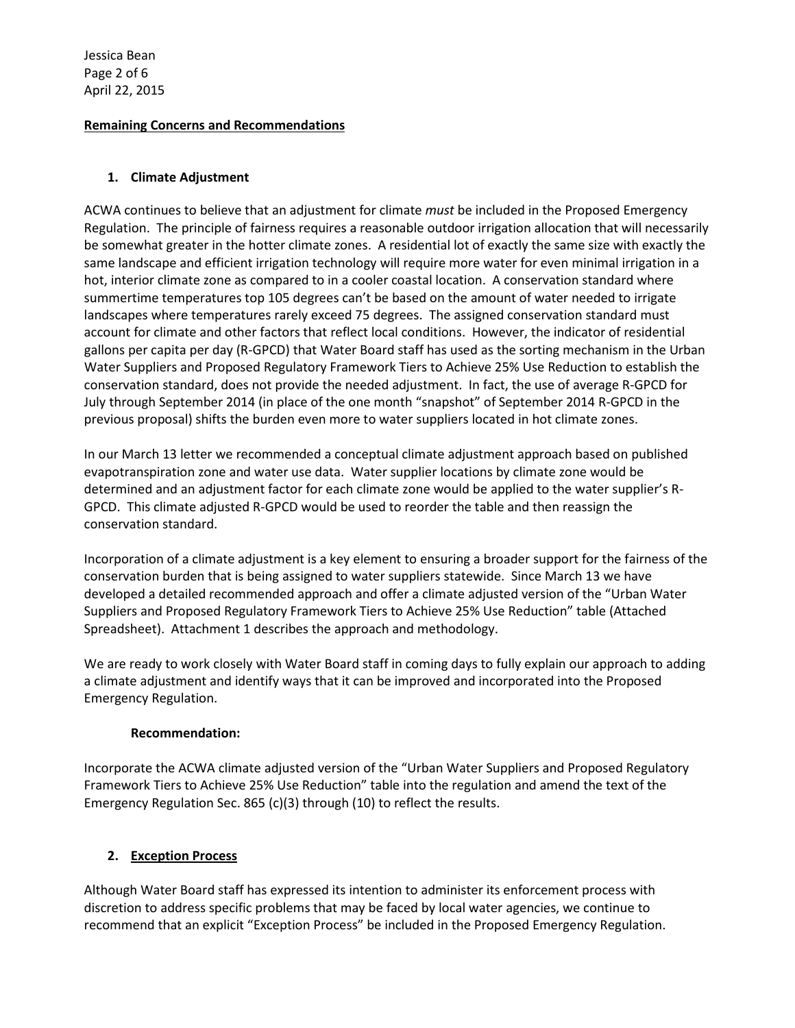## Remaining Concerns and Recommendations

### 1. Climate Adjustment

ACWA continues to believe that an adjustment for climate *must* be included in the Proposed Emergency Regulation. The principle of fairness requires a reasonable outdoor irrigation allocation that will necessarily be somewhat greater in the hotter climate zones. A residential lot of exactly the same size with exactly the same landscape and efficient irrigation technology will require more water for even minimal irrigation in a hot, interior climate zone as compared to in a cooler coastal location. A conservation standard where summertime temperatures top 105 degrees can't be based on the amount of water needed to irrigate landscapes where temperatures rarely exceed 75 degrees. The assigned conservation standard must account for climate and other factors that reflect local conditions. However, the indicator of residential gallons per capita per day (R-GPCD) that Water Board staff has used as the sorting mechanism in the Urban Water Suppliers and Proposed Regulatory Framework Tiers to Achieve 25% Use Reduction to establish the conservation standard, does not provide the needed adjustment. In fact, the use of average R-GPCD for July through September 2014 (in place of the one month "snapshot" of September 2014 R-GPCD in the previous proposal) shifts the burden even more to water suppliers located in hot climate zones.

In our March 13 letter we recommended a conceptual climate adjustment approach based on published evapotranspiration zone and water use data. Water supplier locations by climate zone would be determined and an adjustment factor for each climate zone would be applied to the water supplier's R-GPCD. This climate adjusted R-GPCD would be used to reorder the table and then reassign the conservation standard.

Incorporation of a climate adjustment is a key element to ensuring a broader support for the fairness of the conservation burden that is being assigned to water suppliers statewide. Since March 13 we have developed a detailed recommended approach and offer a climate adjusted version of the "Urban Water Suppliers and Proposed Regulatory Framework Tiers to Achieve 25% Use Reduction" table (Attached Spreadsheet). Attachment 1 describes the approach and methodology.

We are ready to work closely with Water Board staff in coming days to fully explain our approach to adding a climate adjustment and identify ways that it can be improved and incorporated into the Proposed Emergency Regulation.

**Recommendation:**

Incorporate the ACWA climate adjusted version of the "Urban Water Suppliers and Proposed Regulatory Framework Tiers to Achieve 25% Use Reduction" table into the regulation and amend the text of the Emergency Regulation Sec. 865 (c)(3) through (10) to reflect the results.

### 2. Exception Process

Although Water Board staff has expressed its intention to administer its enforcement process with discretion to address specific problems that may be faced by local water agencies, we continue to recommend that an explicit "Exception Process" be included in the Proposed Emergency Regulation.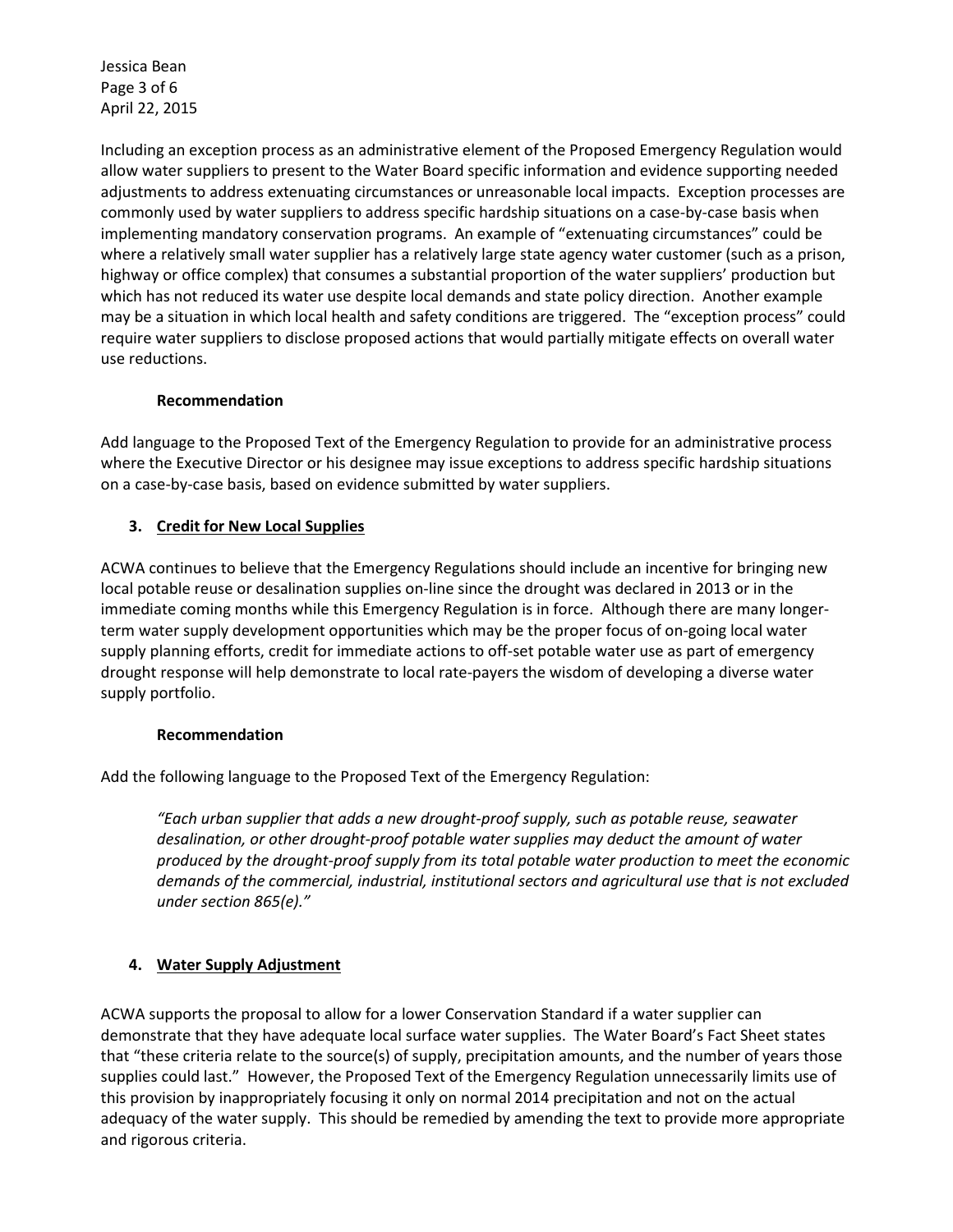Including an exception process as an administrative element of the Proposed Emergency Regulation would allow water suppliers to present to the Water Board specific information and evidence supporting needed adjustments to address extenuating circumstances or unreasonable local impacts. Exception processes are commonly used by water suppliers to address specific hardship situations on a case-by-case basis when implementing mandatory conservation programs. An example of "extenuating circumstances" could be where a relatively small water supplier has a relatively large state agency water customer (such as a prison, highway or office complex) that consumes a substantial proportion of the water suppliers' production but which has not reduced its water use despite local demands and state policy direction. Another example may be a situation in which local health and safety conditions are triggered. The "exception process" could require water suppliers to disclose proposed actions that would partially mitigate effects on overall water use reductions.

**Recommendation**

Add language to the Proposed Text of the Emergency Regulation to provide for an administrative process where the Executive Director or his designee may issue exceptions to address specific hardship situations on a case-by-case basis, based on evidence submitted by water suppliers.

**3. <u>Credit for New Local Supplies</u>**

ACWA continues to believe that the Emergency Regulations should include an incentive for bringing new local potable reuse or desalination supplies on-line since the drought was declared in 2013 or in the immediate coming months while this Emergency Regulation is in force. Although there are many longer-term water supply development opportunities which may be the proper focus of on-going local water supply planning efforts, credit for immediate actions to off-set potable water use as part of emergency drought response will help demonstrate to local rate-payers the wisdom of developing a diverse water supply portfolio.

**Recommendation**

Add the following language to the Proposed Text of the Emergency Regulation:

> *"Each urban supplier that adds a new drought-proof supply, such as potable reuse, seawater desalination, or other drought-proof potable water supplies may deduct the amount of water produced by the drought-proof supply from its total potable water production to meet the economic demands of the commercial, industrial, institutional sectors and agricultural use that is not excluded under section 865(e)."*

**4. <u>Water Supply Adjustment</u>**

ACWA supports the proposal to allow for a lower Conservation Standard if a water supplier can demonstrate that they have adequate local surface water supplies. The Water Board's Fact Sheet states that "these criteria relate to the source(s) of supply, precipitation amounts, and the number of years those supplies could last." However, the Proposed Text of the Emergency Regulation unnecessarily limits use of this provision by inappropriately focusing it only on normal 2014 precipitation and not on the actual adequacy of the water supply. This should be remedied by amending the text to provide more appropriate and rigorous criteria.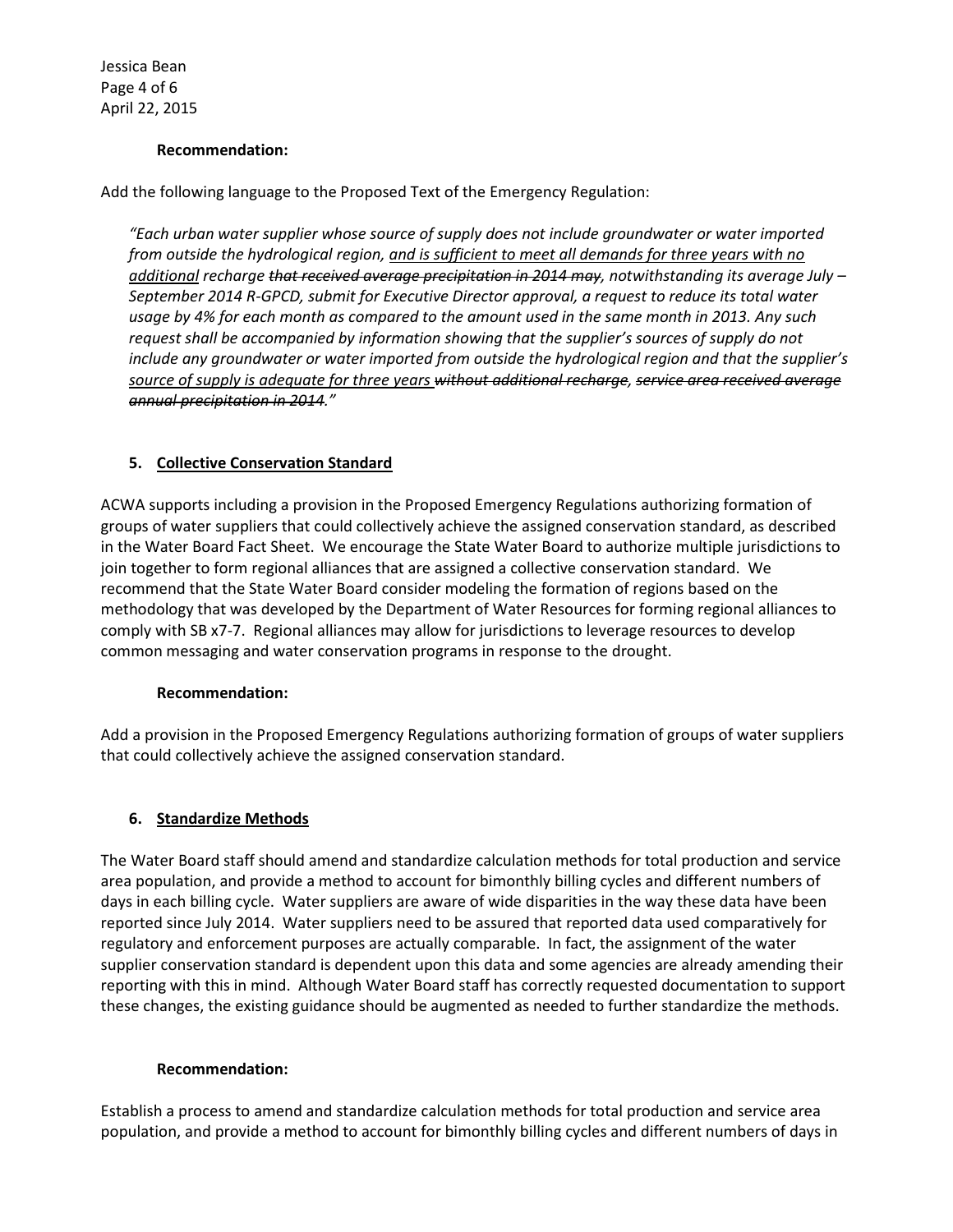**Recommendation:**

Add the following language to the Proposed Text of the Emergency Regulation:

> *"Each urban water supplier whose source of supply does not include groundwater or water imported from outside the hydrological region, <u>and is sufficient to meet all demands for three years with no additional</u> recharge ~~that received average precipitation in 2014 may~~, notwithstanding its average July – September 2014 R-GPCD, submit for Executive Director approval, a request to reduce its total water usage by 4% for each month as compared to the amount used in the same month in 2013. Any such request shall be accompanied by information showing that the supplier's sources of supply do not include any groundwater or water imported from outside the hydrological region and that the supplier's <u>source of supply is adequate for three years</u> ~~without additional recharge~~, ~~service area received average annual precipitation in 2014~~."*

### 5. <u>Collective Conservation Standard</u>

ACWA supports including a provision in the Proposed Emergency Regulations authorizing formation of groups of water suppliers that could collectively achieve the assigned conservation standard, as described in the Water Board Fact Sheet. We encourage the State Water Board to authorize multiple jurisdictions to join together to form regional alliances that are assigned a collective conservation standard. We recommend that the State Water Board consider modeling the formation of regions based on the methodology that was developed by the Department of Water Resources for forming regional alliances to comply with SB x7-7. Regional alliances may allow for jurisdictions to leverage resources to develop common messaging and water conservation programs in response to the drought.

**Recommendation:**

Add a provision in the Proposed Emergency Regulations authorizing formation of groups of water suppliers that could collectively achieve the assigned conservation standard.

### 6. <u>Standardize Methods</u>

The Water Board staff should amend and standardize calculation methods for total production and service area population, and provide a method to account for bimonthly billing cycles and different numbers of days in each billing cycle. Water suppliers are aware of wide disparities in the way these data have been reported since July 2014. Water suppliers need to be assured that reported data used comparatively for regulatory and enforcement purposes are actually comparable. In fact, the assignment of the water supplier conservation standard is dependent upon this data and some agencies are already amending their reporting with this in mind. Although Water Board staff has correctly requested documentation to support these changes, the existing guidance should be augmented as needed to further standardize the methods.

**Recommendation:**

Establish a process to amend and standardize calculation methods for total production and service area population, and provide a method to account for bimonthly billing cycles and different numbers of days in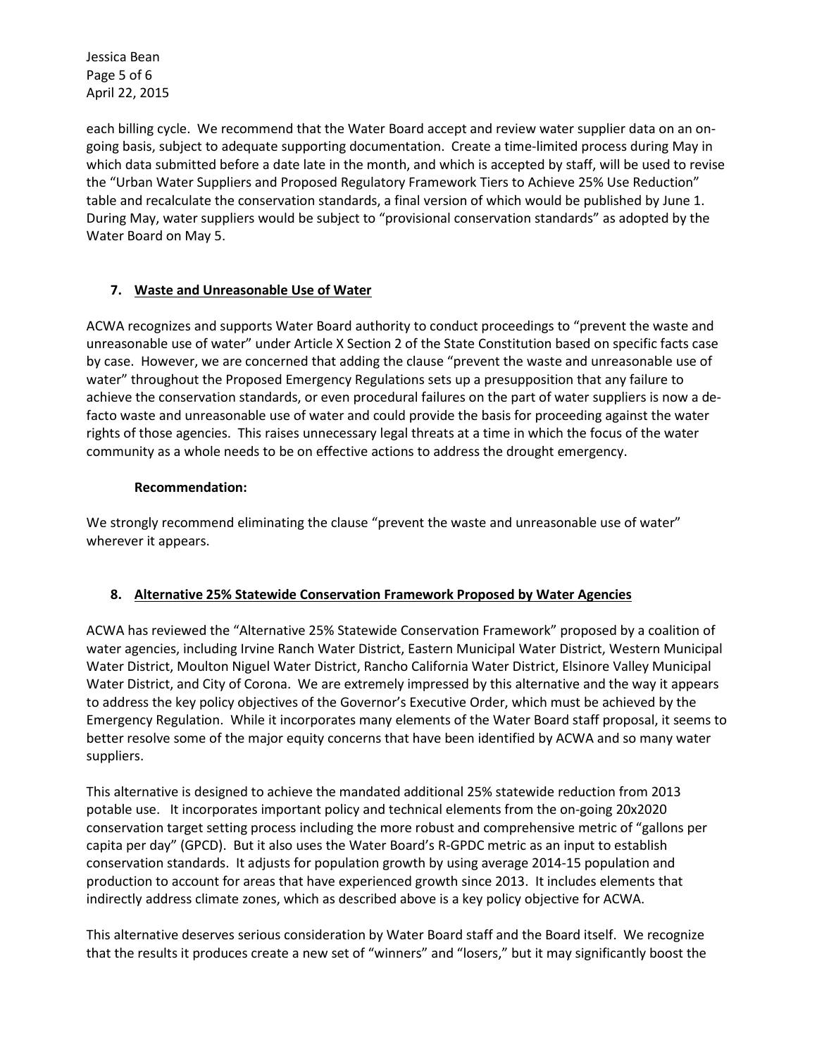each billing cycle. We recommend that the Water Board accept and review water supplier data on an on-going basis, subject to adequate supporting documentation. Create a time-limited process during May in which data submitted before a date late in the month, and which is accepted by staff, will be used to revise the "Urban Water Suppliers and Proposed Regulatory Framework Tiers to Achieve 25% Use Reduction" table and recalculate the conservation standards, a final version of which would be published by June 1. During May, water suppliers would be subject to "provisional conservation standards" as adopted by the Water Board on May 5.

## 7. Waste and Unreasonable Use of Water

ACWA recognizes and supports Water Board authority to conduct proceedings to "prevent the waste and unreasonable use of water" under Article X Section 2 of the State Constitution based on specific facts case by case. However, we are concerned that adding the clause "prevent the waste and unreasonable use of water" throughout the Proposed Emergency Regulations sets up a presupposition that any failure to achieve the conservation standards, or even procedural failures on the part of water suppliers is now a de-facto waste and unreasonable use of water and could provide the basis for proceeding against the water rights of those agencies. This raises unnecessary legal threats at a time in which the focus of the water community as a whole needs to be on effective actions to address the drought emergency.

**Recommendation:**

We strongly recommend eliminating the clause "prevent the waste and unreasonable use of water" wherever it appears.

## 8. Alternative 25% Statewide Conservation Framework Proposed by Water Agencies

ACWA has reviewed the "Alternative 25% Statewide Conservation Framework" proposed by a coalition of water agencies, including Irvine Ranch Water District, Eastern Municipal Water District, Western Municipal Water District, Moulton Niguel Water District, Rancho California Water District, Elsinore Valley Municipal Water District, and City of Corona. We are extremely impressed by this alternative and the way it appears to address the key policy objectives of the Governor's Executive Order, which must be achieved by the Emergency Regulation. While it incorporates many elements of the Water Board staff proposal, it seems to better resolve some of the major equity concerns that have been identified by ACWA and so many water suppliers.

This alternative is designed to achieve the mandated additional 25% statewide reduction from 2013 potable use. It incorporates important policy and technical elements from the on-going 20x2020 conservation target setting process including the more robust and comprehensive metric of "gallons per capita per day" (GPCD). But it also uses the Water Board's R-GPDC metric as an input to establish conservation standards. It adjusts for population growth by using average 2014-15 population and production to account for areas that have experienced growth since 2013. It includes elements that indirectly address climate zones, which as described above is a key policy objective for ACWA.

This alternative deserves serious consideration by Water Board staff and the Board itself. We recognize that the results it produces create a new set of "winners" and "losers," but it may significantly boost the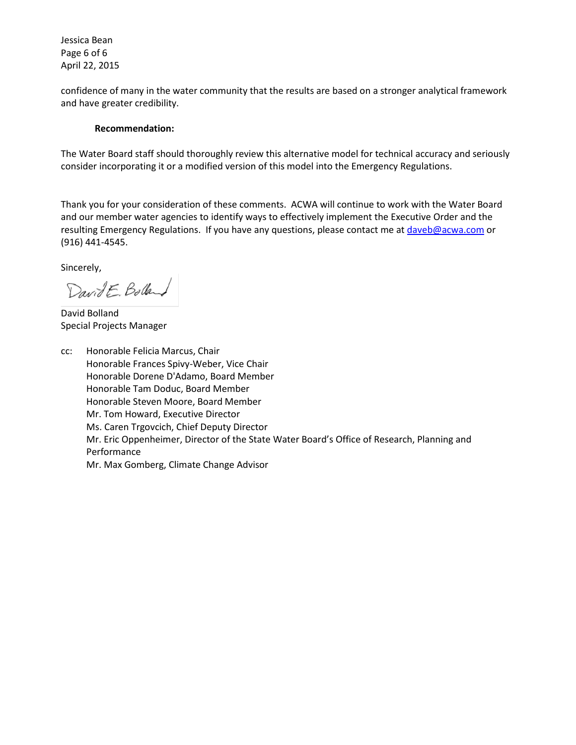confidence of many in the water community that the results are based on a stronger analytical framework and have greater credibility.

**Recommendation:**

The Water Board staff should thoroughly review this alternative model for technical accuracy and seriously consider incorporating it or a modified version of this model into the Emergency Regulations.

Thank you for your consideration of these comments. ACWA will continue to work with the Water Board and our member water agencies to identify ways to effectively implement the Executive Order and the resulting Emergency Regulations. If you have any questions, please contact me at daveb@acwa.com or (916) 441-4545.

Sincerely,

David E. Bolland

David Bolland
Special Projects Manager

cc: Honorable Felicia Marcus, Chair
Honorable Frances Spivy-Weber, Vice Chair
Honorable Dorene D'Adamo, Board Member
Honorable Tam Doduc, Board Member
Honorable Steven Moore, Board Member
Mr. Tom Howard, Executive Director
Ms. Caren Trgovcich, Chief Deputy Director
Mr. Eric Oppenheimer, Director of the State Water Board's Office of Research, Planning and Performance
Mr. Max Gomberg, Climate Change Advisor